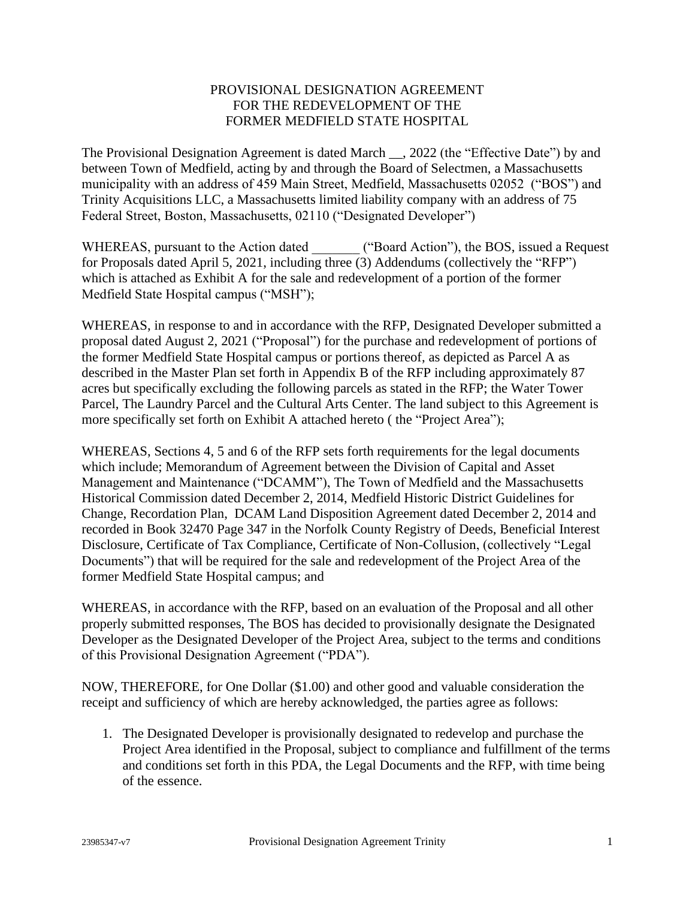# PROVISIONAL DESIGNATION AGREEMENT FOR THE REDEVELOPMENT OF THE FORMER MEDFIELD STATE HOSPITAL

The Provisional Designation Agreement is dated March __, 2022 (the "Effective Date") by and between Town of Medfield, acting by and through the Board of Selectmen, a Massachusetts municipality with an address of 459 Main Street, Medfield, Massachusetts 02052 ("BOS") and Trinity Acquisitions LLC, a Massachusetts limited liability company with an address of 75 Federal Street, Boston, Massachusetts, 02110 ("Designated Developer")

WHEREAS, pursuant to the Action dated _______ ("Board Action"), the BOS, issued a Request for Proposals dated April 5, 2021, including three (3) Addendums (collectively the "RFP") which is attached as Exhibit A for the sale and redevelopment of a portion of the former Medfield State Hospital campus ("MSH");

WHEREAS, in response to and in accordance with the RFP, Designated Developer submitted a proposal dated August 2, 2021 ("Proposal") for the purchase and redevelopment of portions of the former Medfield State Hospital campus or portions thereof, as depicted as Parcel A as described in the Master Plan set forth in Appendix B of the RFP including approximately 87 acres but specifically excluding the following parcels as stated in the RFP; the Water Tower Parcel, The Laundry Parcel and the Cultural Arts Center. The land subject to this Agreement is more specifically set forth on Exhibit A attached hereto ( the "Project Area");

WHEREAS, Sections 4, 5 and 6 of the RFP sets forth requirements for the legal documents which include; Memorandum of Agreement between the Division of Capital and Asset Management and Maintenance ("DCAMM"), The Town of Medfield and the Massachusetts Historical Commission dated December 2, 2014, Medfield Historic District Guidelines for Change, Recordation Plan, DCAM Land Disposition Agreement dated December 2, 2014 and recorded in Book 32470 Page 347 in the Norfolk County Registry of Deeds, Beneficial Interest Disclosure, Certificate of Tax Compliance, Certificate of Non-Collusion, (collectively "Legal Documents") that will be required for the sale and redevelopment of the Project Area of the former Medfield State Hospital campus; and

WHEREAS, in accordance with the RFP, based on an evaluation of the Proposal and all other properly submitted responses, The BOS has decided to provisionally designate the Designated Developer as the Designated Developer of the Project Area, subject to the terms and conditions of this Provisional Designation Agreement ("PDA").

NOW, THEREFORE, for One Dollar ($1.00) and other good and valuable consideration the receipt and sufficiency of which are hereby acknowledged, the parties agree as follows:

1. The Designated Developer is provisionally designated to redevelop and purchase the Project Area identified in the Proposal, subject to compliance and fulfillment of the terms and conditions set forth in this PDA, the Legal Documents and the RFP, with time being of the essence.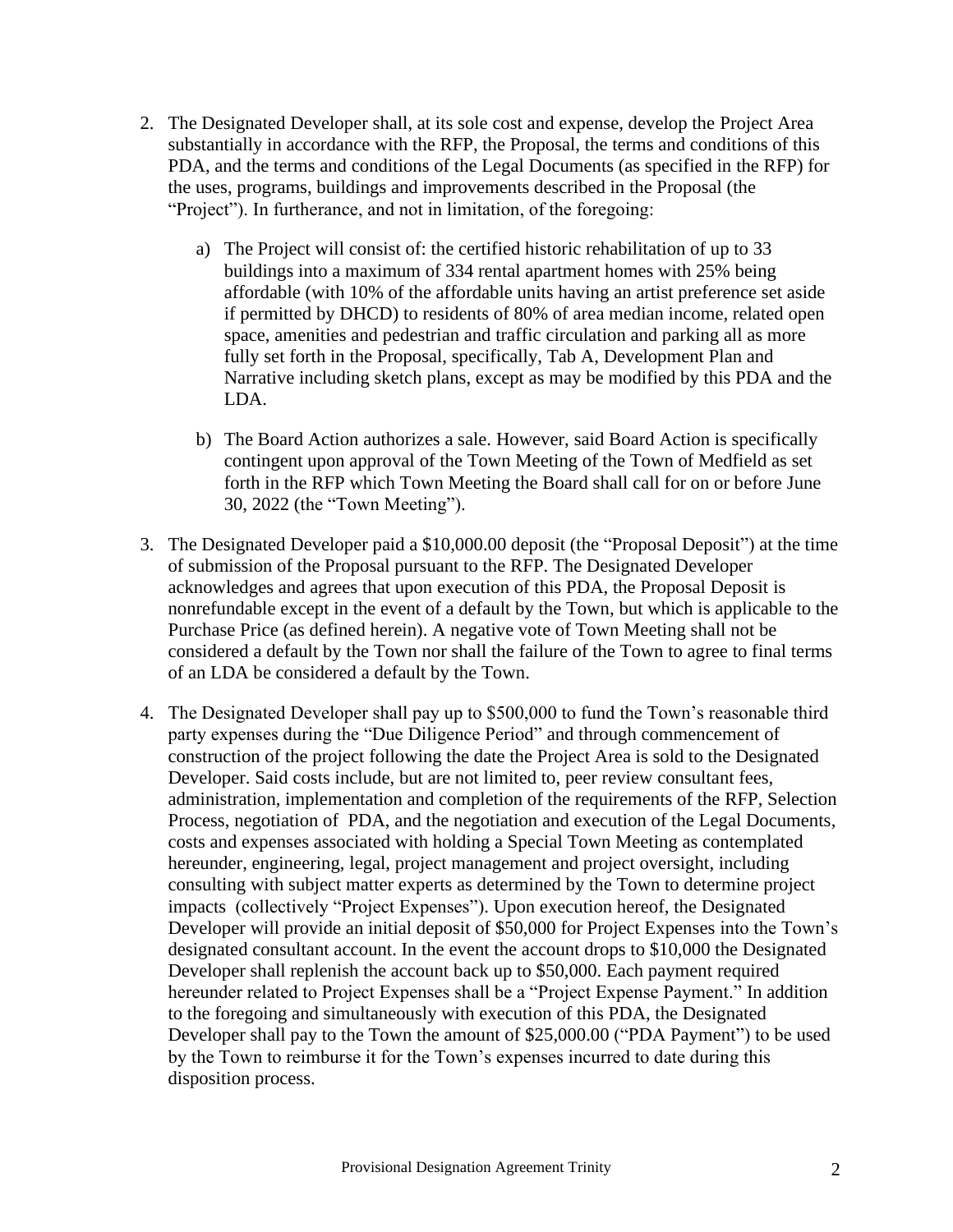2. The Designated Developer shall, at its sole cost and expense, develop the Project Area substantially in accordance with the RFP, the Proposal, the terms and conditions of this PDA, and the terms and conditions of the Legal Documents (as specified in the RFP) for the uses, programs, buildings and improvements described in the Proposal (the "Project"). In furtherance, and not in limitation, of the foregoing:

   a) The Project will consist of: the certified historic rehabilitation of up to 33 buildings into a maximum of 334 rental apartment homes with 25% being affordable (with 10% of the affordable units having an artist preference set aside if permitted by DHCD) to residents of 80% of area median income, related open space, amenities and pedestrian and traffic circulation and parking all as more fully set forth in the Proposal, specifically, Tab A, Development Plan and Narrative including sketch plans, except as may be modified by this PDA and the LDA.

   b) The Board Action authorizes a sale. However, said Board Action is specifically contingent upon approval of the Town Meeting of the Town of Medfield as set forth in the RFP which Town Meeting the Board shall call for on or before June 30, 2022 (the "Town Meeting").

3. The Designated Developer paid a $10,000.00 deposit (the "Proposal Deposit") at the time of submission of the Proposal pursuant to the RFP. The Designated Developer acknowledges and agrees that upon execution of this PDA, the Proposal Deposit is nonrefundable except in the event of a default by the Town, but which is applicable to the Purchase Price (as defined herein). A negative vote of Town Meeting shall not be considered a default by the Town nor shall the failure of the Town to agree to final terms of an LDA be considered a default by the Town.

4. The Designated Developer shall pay up to $500,000 to fund the Town's reasonable third party expenses during the "Due Diligence Period" and through commencement of construction of the project following the date the Project Area is sold to the Designated Developer. Said costs include, but are not limited to, peer review consultant fees, administration, implementation and completion of the requirements of the RFP, Selection Process, negotiation of PDA, and the negotiation and execution of the Legal Documents, costs and expenses associated with holding a Special Town Meeting as contemplated hereunder, engineering, legal, project management and project oversight, including consulting with subject matter experts as determined by the Town to determine project impacts (collectively "Project Expenses"). Upon execution hereof, the Designated Developer will provide an initial deposit of $50,000 for Project Expenses into the Town's designated consultant account. In the event the account drops to $10,000 the Designated Developer shall replenish the account back up to $50,000. Each payment required hereunder related to Project Expenses shall be a "Project Expense Payment." In addition to the foregoing and simultaneously with execution of this PDA, the Designated Developer shall pay to the Town the amount of $25,000.00 ("PDA Payment") to be used by the Town to reimburse it for the Town's expenses incurred to date during this disposition process.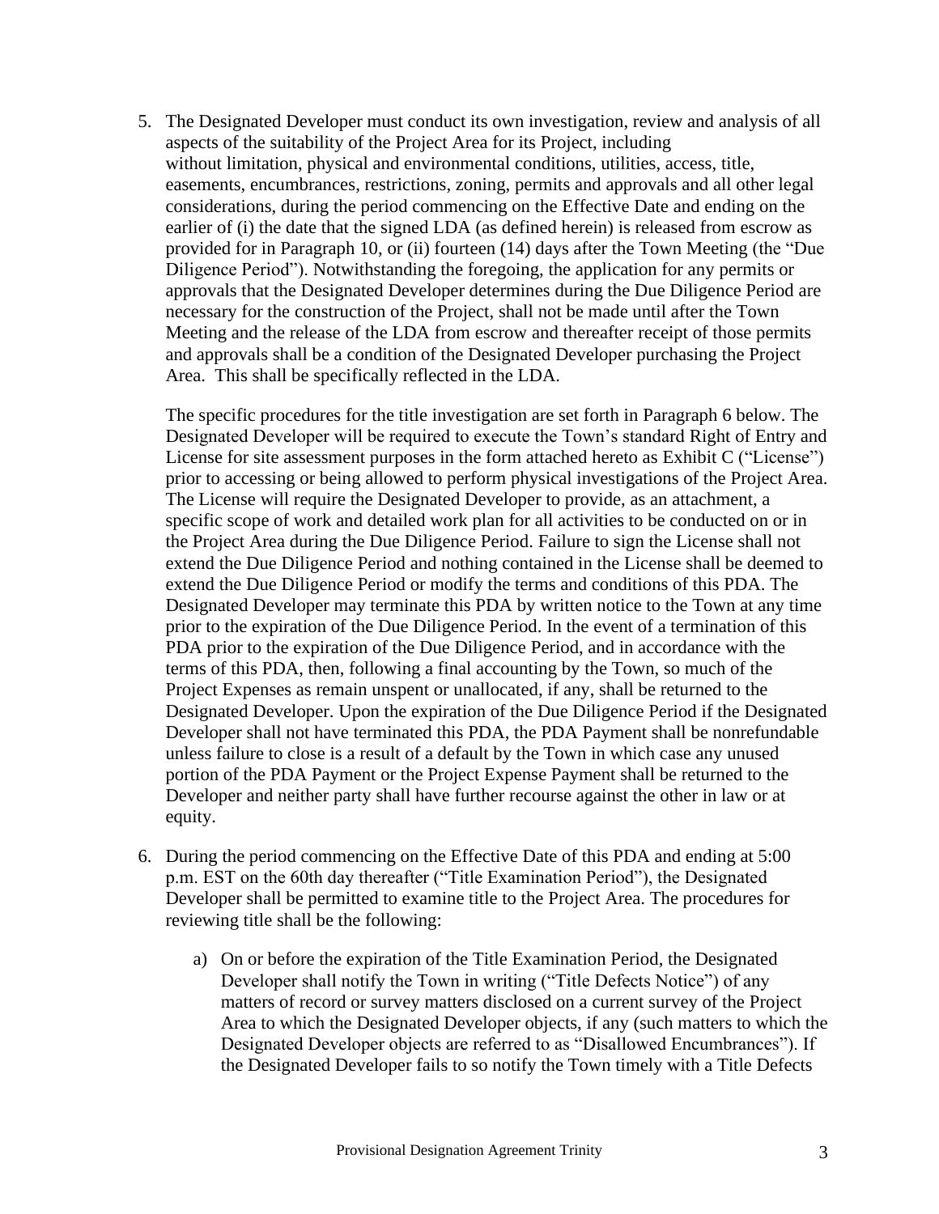5. The Designated Developer must conduct its own investigation, review and analysis of all aspects of the suitability of the Project Area for its Project, including without limitation, physical and environmental conditions, utilities, access, title, easements, encumbrances, restrictions, zoning, permits and approvals and all other legal considerations, during the period commencing on the Effective Date and ending on the earlier of (i) the date that the signed LDA (as defined herein) is released from escrow as provided for in Paragraph 10, or (ii) fourteen (14) days after the Town Meeting (the "Due Diligence Period"). Notwithstanding the foregoing, the application for any permits or approvals that the Designated Developer determines during the Due Diligence Period are necessary for the construction of the Project, shall not be made until after the Town Meeting and the release of the LDA from escrow and thereafter receipt of those permits and approvals shall be a condition of the Designated Developer purchasing the Project Area. This shall be specifically reflected in the LDA.

   The specific procedures for the title investigation are set forth in Paragraph 6 below. The Designated Developer will be required to execute the Town's standard Right of Entry and License for site assessment purposes in the form attached hereto as Exhibit C ("License") prior to accessing or being allowed to perform physical investigations of the Project Area. The License will require the Designated Developer to provide, as an attachment, a specific scope of work and detailed work plan for all activities to be conducted on or in the Project Area during the Due Diligence Period. Failure to sign the License shall not extend the Due Diligence Period and nothing contained in the License shall be deemed to extend the Due Diligence Period or modify the terms and conditions of this PDA. The Designated Developer may terminate this PDA by written notice to the Town at any time prior to the expiration of the Due Diligence Period. In the event of a termination of this PDA prior to the expiration of the Due Diligence Period, and in accordance with the terms of this PDA, then, following a final accounting by the Town, so much of the Project Expenses as remain unspent or unallocated, if any, shall be returned to the Designated Developer. Upon the expiration of the Due Diligence Period if the Designated Developer shall not have terminated this PDA, the PDA Payment shall be nonrefundable unless failure to close is a result of a default by the Town in which case any unused portion of the PDA Payment or the Project Expense Payment shall be returned to the Developer and neither party shall have further recourse against the other in law or at equity.

6. During the period commencing on the Effective Date of this PDA and ending at 5:00 p.m. EST on the 60th day thereafter ("Title Examination Period"), the Designated Developer shall be permitted to examine title to the Project Area. The procedures for reviewing title shall be the following:

   a) On or before the expiration of the Title Examination Period, the Designated Developer shall notify the Town in writing ("Title Defects Notice") of any matters of record or survey matters disclosed on a current survey of the Project Area to which the Designated Developer objects, if any (such matters to which the Designated Developer objects are referred to as "Disallowed Encumbrances"). If the Designated Developer fails to so notify the Town timely with a Title Defects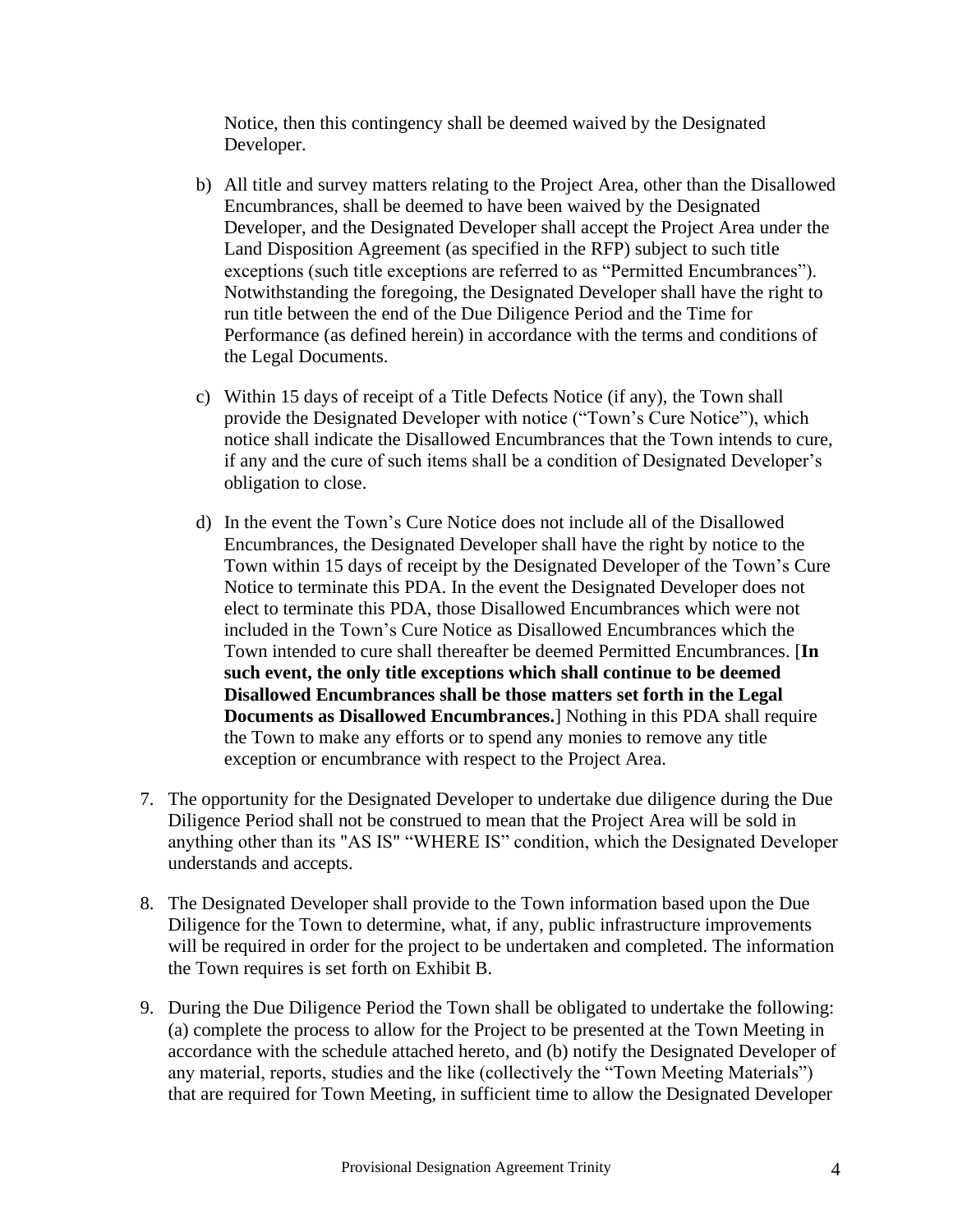Notice, then this contingency shall be deemed waived by the Designated Developer.

b) All title and survey matters relating to the Project Area, other than the Disallowed Encumbrances, shall be deemed to have been waived by the Designated Developer, and the Designated Developer shall accept the Project Area under the Land Disposition Agreement (as specified in the RFP) subject to such title exceptions (such title exceptions are referred to as "Permitted Encumbrances"). Notwithstanding the foregoing, the Designated Developer shall have the right to run title between the end of the Due Diligence Period and the Time for Performance (as defined herein) in accordance with the terms and conditions of the Legal Documents.

c) Within 15 days of receipt of a Title Defects Notice (if any), the Town shall provide the Designated Developer with notice ("Town's Cure Notice"), which notice shall indicate the Disallowed Encumbrances that the Town intends to cure, if any and the cure of such items shall be a condition of Designated Developer's obligation to close.

d) In the event the Town's Cure Notice does not include all of the Disallowed Encumbrances, the Designated Developer shall have the right by notice to the Town within 15 days of receipt by the Designated Developer of the Town's Cure Notice to terminate this PDA. In the event the Designated Developer does not elect to terminate this PDA, those Disallowed Encumbrances which were not included in the Town's Cure Notice as Disallowed Encumbrances which the Town intended to cure shall thereafter be deemed Permitted Encumbrances. [**In such event, the only title exceptions which shall continue to be deemed Disallowed Encumbrances shall be those matters set forth in the Legal Documents as Disallowed Encumbrances.**] Nothing in this PDA shall require the Town to make any efforts or to spend any monies to remove any title exception or encumbrance with respect to the Project Area.

7. The opportunity for the Designated Developer to undertake due diligence during the Due Diligence Period shall not be construed to mean that the Project Area will be sold in anything other than its "AS IS" "WHERE IS" condition, which the Designated Developer understands and accepts.

8. The Designated Developer shall provide to the Town information based upon the Due Diligence for the Town to determine, what, if any, public infrastructure improvements will be required in order for the project to be undertaken and completed. The information the Town requires is set forth on Exhibit B.

9. During the Due Diligence Period the Town shall be obligated to undertake the following: (a) complete the process to allow for the Project to be presented at the Town Meeting in accordance with the schedule attached hereto, and (b) notify the Designated Developer of any material, reports, studies and the like (collectively the "Town Meeting Materials") that are required for Town Meeting, in sufficient time to allow the Designated Developer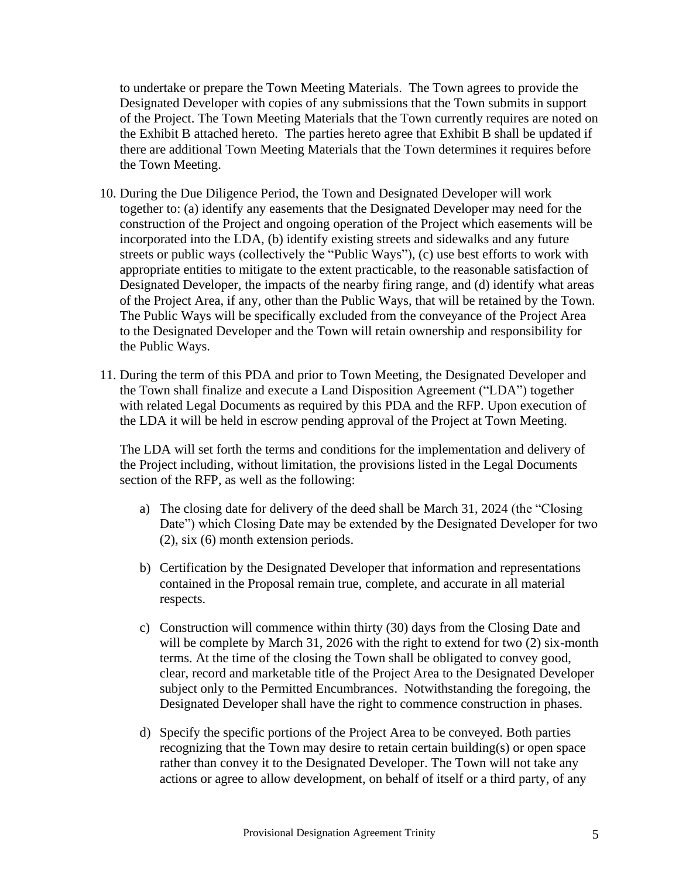to undertake or prepare the Town Meeting Materials. The Town agrees to provide the Designated Developer with copies of any submissions that the Town submits in support of the Project. The Town Meeting Materials that the Town currently requires are noted on the Exhibit B attached hereto. The parties hereto agree that Exhibit B shall be updated if there are additional Town Meeting Materials that the Town determines it requires before the Town Meeting.

10. During the Due Diligence Period, the Town and Designated Developer will work together to: (a) identify any easements that the Designated Developer may need for the construction of the Project and ongoing operation of the Project which easements will be incorporated into the LDA, (b) identify existing streets and sidewalks and any future streets or public ways (collectively the "Public Ways"), (c) use best efforts to work with appropriate entities to mitigate to the extent practicable, to the reasonable satisfaction of Designated Developer, the impacts of the nearby firing range, and (d) identify what areas of the Project Area, if any, other than the Public Ways, that will be retained by the Town. The Public Ways will be specifically excluded from the conveyance of the Project Area to the Designated Developer and the Town will retain ownership and responsibility for the Public Ways.

11. During the term of this PDA and prior to Town Meeting, the Designated Developer and the Town shall finalize and execute a Land Disposition Agreement ("LDA") together with related Legal Documents as required by this PDA and the RFP. Upon execution of the LDA it will be held in escrow pending approval of the Project at Town Meeting.

    The LDA will set forth the terms and conditions for the implementation and delivery of the Project including, without limitation, the provisions listed in the Legal Documents section of the RFP, as well as the following:

    a) The closing date for delivery of the deed shall be March 31, 2024 (the "Closing Date") which Closing Date may be extended by the Designated Developer for two (2), six (6) month extension periods.

    b) Certification by the Designated Developer that information and representations contained in the Proposal remain true, complete, and accurate in all material respects.

    c) Construction will commence within thirty (30) days from the Closing Date and will be complete by March 31, 2026 with the right to extend for two (2) six-month terms. At the time of the closing the Town shall be obligated to convey good, clear, record and marketable title of the Project Area to the Designated Developer subject only to the Permitted Encumbrances. Notwithstanding the foregoing, the Designated Developer shall have the right to commence construction in phases.

    d) Specify the specific portions of the Project Area to be conveyed. Both parties recognizing that the Town may desire to retain certain building(s) or open space rather than convey it to the Designated Developer. The Town will not take any actions or agree to allow development, on behalf of itself or a third party, of any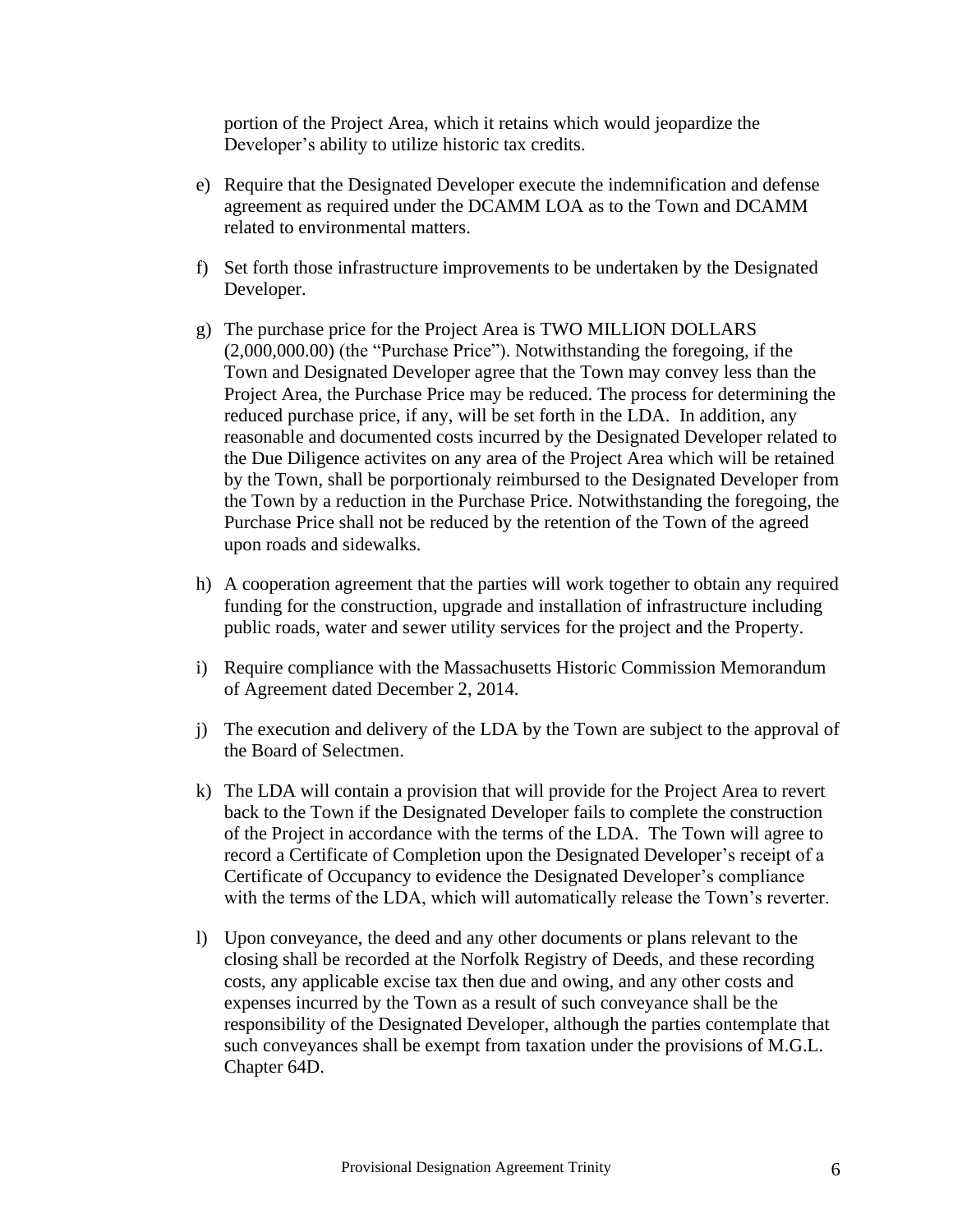portion of the Project Area, which it retains which would jeopardize the Developer's ability to utilize historic tax credits.

e) Require that the Designated Developer execute the indemnification and defense agreement as required under the DCAMM LOA as to the Town and DCAMM related to environmental matters.

f) Set forth those infrastructure improvements to be undertaken by the Designated Developer.

g) The purchase price for the Project Area is TWO MILLION DOLLARS (2,000,000.00) (the "Purchase Price"). Notwithstanding the foregoing, if the Town and Designated Developer agree that the Town may convey less than the Project Area, the Purchase Price may be reduced. The process for determining the reduced purchase price, if any, will be set forth in the LDA. In addition, any reasonable and documented costs incurred by the Designated Developer related to the Due Diligence activites on any area of the Project Area which will be retained by the Town, shall be porportionaly reimbursed to the Designated Developer from the Town by a reduction in the Purchase Price. Notwithstanding the foregoing, the Purchase Price shall not be reduced by the retention of the Town of the agreed upon roads and sidewalks.

h) A cooperation agreement that the parties will work together to obtain any required funding for the construction, upgrade and installation of infrastructure including public roads, water and sewer utility services for the project and the Property.

i) Require compliance with the Massachusetts Historic Commission Memorandum of Agreement dated December 2, 2014.

j) The execution and delivery of the LDA by the Town are subject to the approval of the Board of Selectmen.

k) The LDA will contain a provision that will provide for the Project Area to revert back to the Town if the Designated Developer fails to complete the construction of the Project in accordance with the terms of the LDA. The Town will agree to record a Certificate of Completion upon the Designated Developer's receipt of a Certificate of Occupancy to evidence the Designated Developer's compliance with the terms of the LDA, which will automatically release the Town's reverter.

l) Upon conveyance, the deed and any other documents or plans relevant to the closing shall be recorded at the Norfolk Registry of Deeds, and these recording costs, any applicable excise tax then due and owing, and any other costs and expenses incurred by the Town as a result of such conveyance shall be the responsibility of the Designated Developer, although the parties contemplate that such conveyances shall be exempt from taxation under the provisions of M.G.L. Chapter 64D.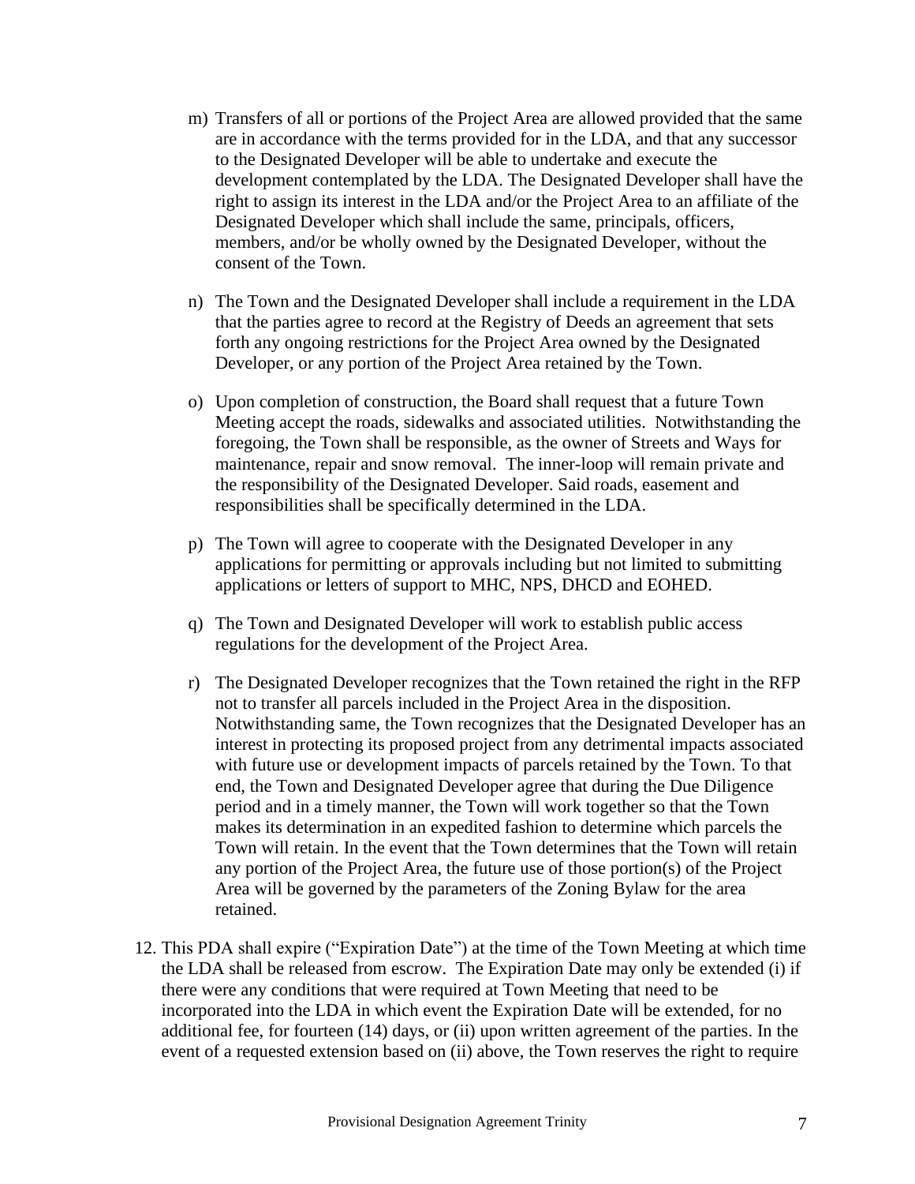m) Transfers of all or portions of the Project Area are allowed provided that the same are in accordance with the terms provided for in the LDA, and that any successor to the Designated Developer will be able to undertake and execute the development contemplated by the LDA. The Designated Developer shall have the right to assign its interest in the LDA and/or the Project Area to an affiliate of the Designated Developer which shall include the same, principals, officers, members, and/or be wholly owned by the Designated Developer, without the consent of the Town.

n) The Town and the Designated Developer shall include a requirement in the LDA that the parties agree to record at the Registry of Deeds an agreement that sets forth any ongoing restrictions for the Project Area owned by the Designated Developer, or any portion of the Project Area retained by the Town.

o) Upon completion of construction, the Board shall request that a future Town Meeting accept the roads, sidewalks and associated utilities. Notwithstanding the foregoing, the Town shall be responsible, as the owner of Streets and Ways for maintenance, repair and snow removal. The inner-loop will remain private and the responsibility of the Designated Developer. Said roads, easement and responsibilities shall be specifically determined in the LDA.

p) The Town will agree to cooperate with the Designated Developer in any applications for permitting or approvals including but not limited to submitting applications or letters of support to MHC, NPS, DHCD and EOHED.

q) The Town and Designated Developer will work to establish public access regulations for the development of the Project Area.

r) The Designated Developer recognizes that the Town retained the right in the RFP not to transfer all parcels included in the Project Area in the disposition. Notwithstanding same, the Town recognizes that the Designated Developer has an interest in protecting its proposed project from any detrimental impacts associated with future use or development impacts of parcels retained by the Town. To that end, the Town and Designated Developer agree that during the Due Diligence period and in a timely manner, the Town will work together so that the Town makes its determination in an expedited fashion to determine which parcels the Town will retain. In the event that the Town determines that the Town will retain any portion of the Project Area, the future use of those portion(s) of the Project Area will be governed by the parameters of the Zoning Bylaw for the area retained.

12. This PDA shall expire ("Expiration Date") at the time of the Town Meeting at which time the LDA shall be released from escrow. The Expiration Date may only be extended (i) if there were any conditions that were required at Town Meeting that need to be incorporated into the LDA in which event the Expiration Date will be extended, for no additional fee, for fourteen (14) days, or (ii) upon written agreement of the parties. In the event of a requested extension based on (ii) above, the Town reserves the right to require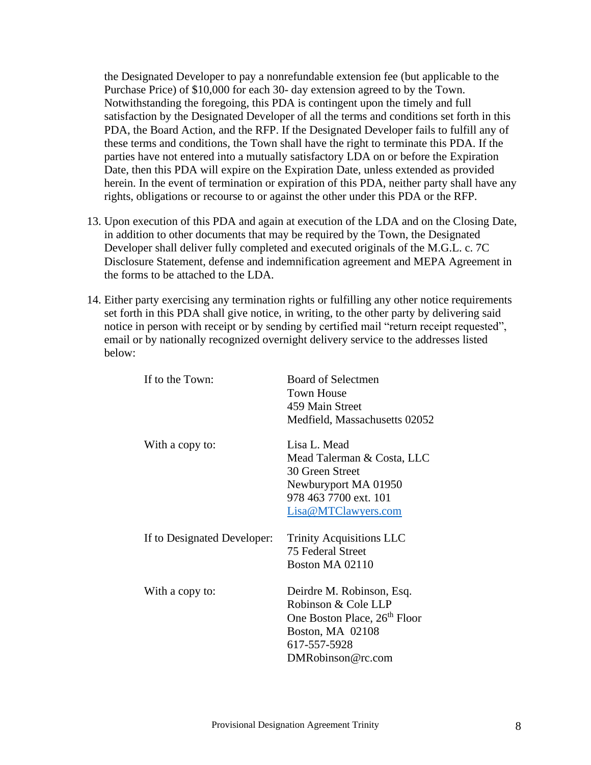the Designated Developer to pay a nonrefundable extension fee (but applicable to the Purchase Price) of $10,000 for each 30- day extension agreed to by the Town. Notwithstanding the foregoing, this PDA is contingent upon the timely and full satisfaction by the Designated Developer of all the terms and conditions set forth in this PDA, the Board Action, and the RFP. If the Designated Developer fails to fulfill any of these terms and conditions, the Town shall have the right to terminate this PDA. If the parties have not entered into a mutually satisfactory LDA on or before the Expiration Date, then this PDA will expire on the Expiration Date, unless extended as provided herein. In the event of termination or expiration of this PDA, neither party shall have any rights, obligations or recourse to or against the other under this PDA or the RFP.

13. Upon execution of this PDA and again at execution of the LDA and on the Closing Date, in addition to other documents that may be required by the Town, the Designated Developer shall deliver fully completed and executed originals of the M.G.L. c. 7C Disclosure Statement, defense and indemnification agreement and MEPA Agreement in the forms to be attached to the LDA.

14. Either party exercising any termination rights or fulfilling any other notice requirements set forth in this PDA shall give notice, in writing, to the other party by delivering said notice in person with receipt or by sending by certified mail "return receipt requested", email or by nationally recognized overnight delivery service to the addresses listed below:

| | |
|---|---|
| If to the Town: | Board of Selectmen<br>Town House<br>459 Main Street<br>Medfield, Massachusetts 02052 |
| With a copy to: | Lisa L. Mead<br>Mead Talerman & Costa, LLC<br>30 Green Street<br>Newburyport MA 01950<br>978 463 7700 ext. 101<br>Lisa@MTClawyers.com |
| If to Designated Developer: | Trinity Acquisitions LLC<br>75 Federal Street<br>Boston MA 02110 |
| With a copy to: | Deirdre M. Robinson, Esq.<br>Robinson & Cole LLP<br>One Boston Place, 26th Floor<br>Boston, MA 02108<br>617-557-5928<br>DMRobinson@rc.com |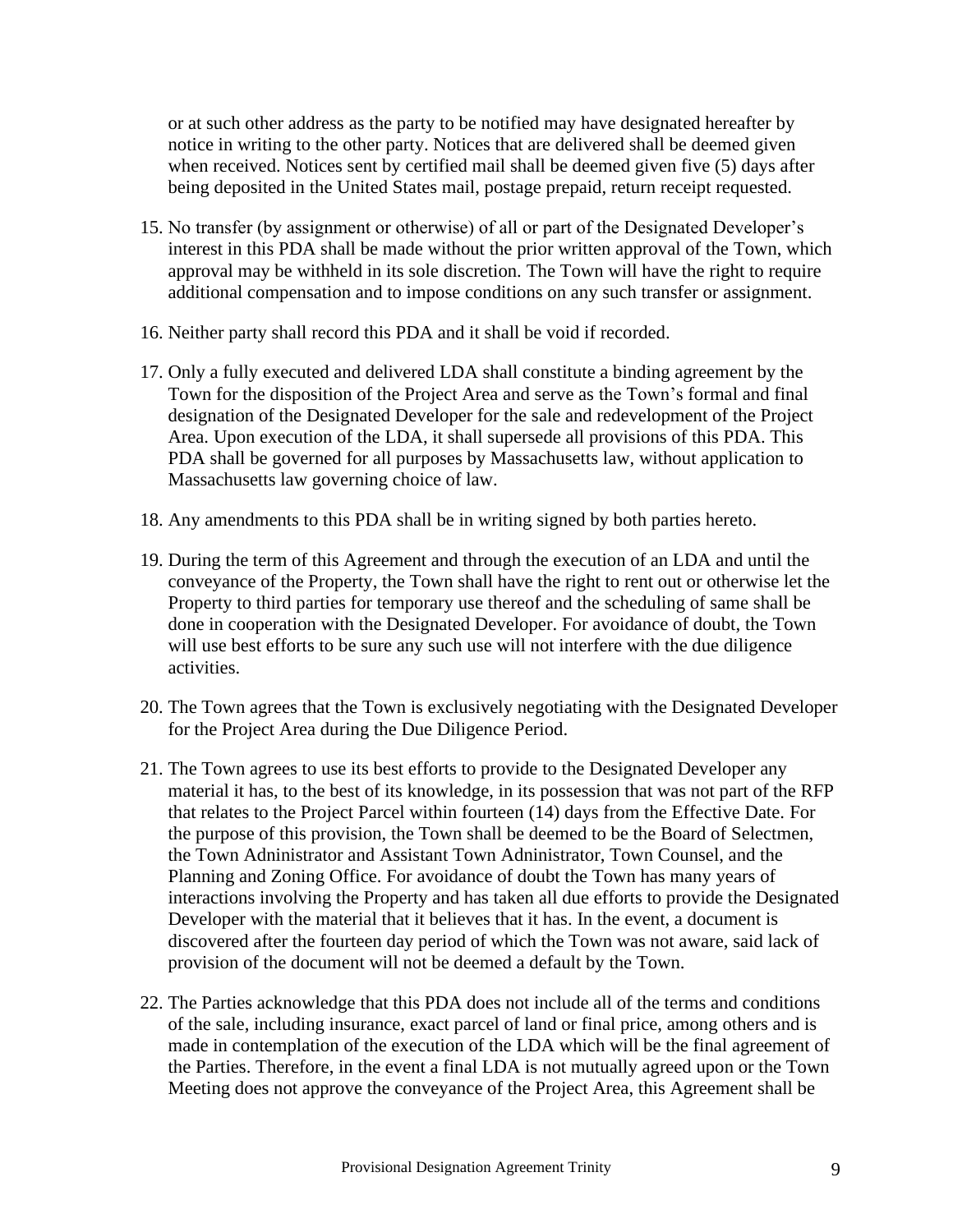or at such other address as the party to be notified may have designated hereafter by notice in writing to the other party. Notices that are delivered shall be deemed given when received. Notices sent by certified mail shall be deemed given five (5) days after being deposited in the United States mail, postage prepaid, return receipt requested.

15. No transfer (by assignment or otherwise) of all or part of the Designated Developer's interest in this PDA shall be made without the prior written approval of the Town, which approval may be withheld in its sole discretion. The Town will have the right to require additional compensation and to impose conditions on any such transfer or assignment.

16. Neither party shall record this PDA and it shall be void if recorded.

17. Only a fully executed and delivered LDA shall constitute a binding agreement by the Town for the disposition of the Project Area and serve as the Town's formal and final designation of the Designated Developer for the sale and redevelopment of the Project Area. Upon execution of the LDA, it shall supersede all provisions of this PDA. This PDA shall be governed for all purposes by Massachusetts law, without application to Massachusetts law governing choice of law.

18. Any amendments to this PDA shall be in writing signed by both parties hereto.

19. During the term of this Agreement and through the execution of an LDA and until the conveyance of the Property, the Town shall have the right to rent out or otherwise let the Property to third parties for temporary use thereof and the scheduling of same shall be done in cooperation with the Designated Developer. For avoidance of doubt, the Town will use best efforts to be sure any such use will not interfere with the due diligence activities.

20. The Town agrees that the Town is exclusively negotiating with the Designated Developer for the Project Area during the Due Diligence Period.

21. The Town agrees to use its best efforts to provide to the Designated Developer any material it has, to the best of its knowledge, in its possession that was not part of the RFP that relates to the Project Parcel within fourteen (14) days from the Effective Date. For the purpose of this provision, the Town shall be deemed to be the Board of Selectmen, the Town Administrator and Assistant Town Adninistrator, Town Counsel, and the Planning and Zoning Office. For avoidance of doubt the Town has many years of interactions involving the Property and has taken all due efforts to provide the Designated Developer with the material that it believes that it has. In the event, a document is discovered after the fourteen day period of which the Town was not aware, said lack of provision of the document will not be deemed a default by the Town.

22. The Parties acknowledge that this PDA does not include all of the terms and conditions of the sale, including insurance, exact parcel of land or final price, among others and is made in contemplation of the execution of the LDA which will be the final agreement of the Parties. Therefore, in the event a final LDA is not mutually agreed upon or the Town Meeting does not approve the conveyance of the Project Area, this Agreement shall be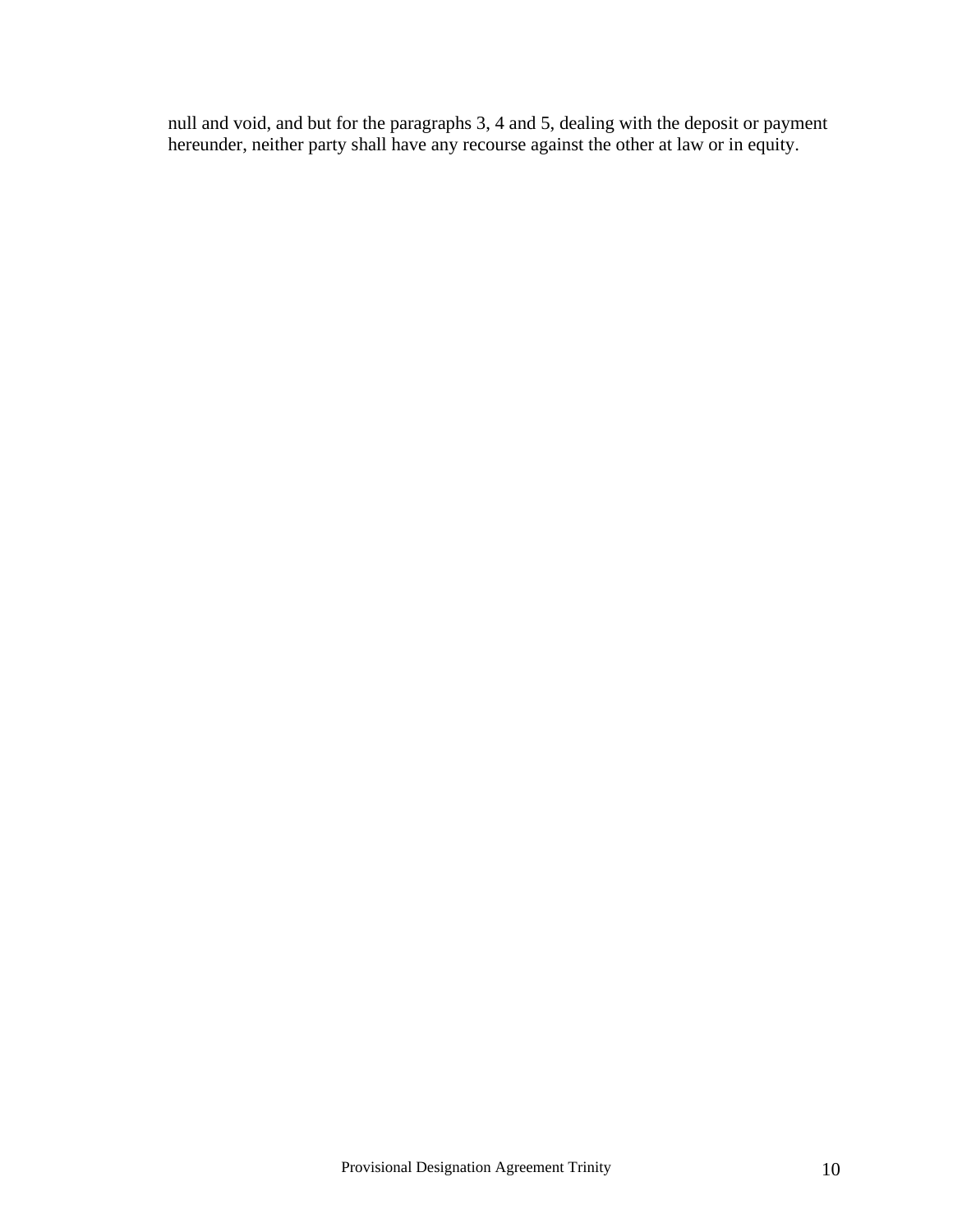null and void, and but for the paragraphs 3, 4 and 5, dealing with the deposit or payment hereunder, neither party shall have any recourse against the other at law or in equity.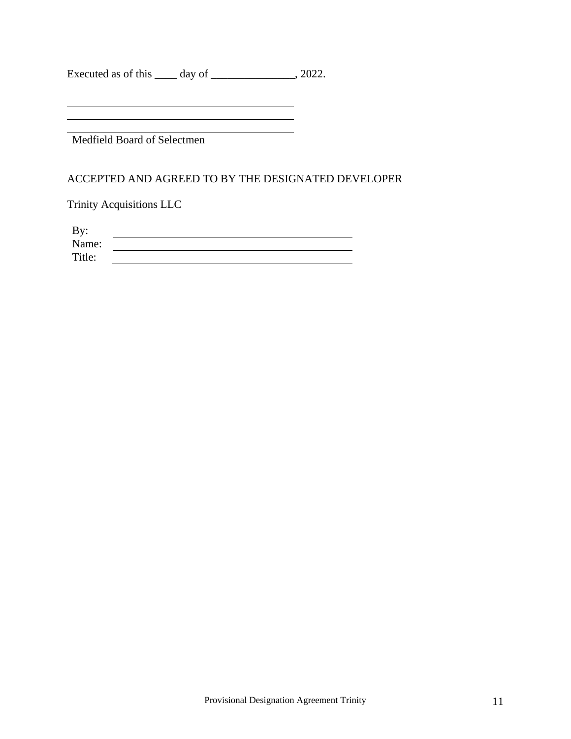Executed as of this ____ day of _______________, 2022.

\_\_\_\_\_\_\_\_\_\_\_\_\_\_\_\_\_\_\_\_\_\_\_\_\_\_\_\_\_\_\_\_\_\_\_\_\_\_\_\_\_\_\_\_

\_\_\_\_\_\_\_\_\_\_\_\_\_\_\_\_\_\_\_\_\_\_\_\_\_\_\_\_\_\_\_\_\_\_\_\_\_\_\_\_\_\_\_\_

\_\_\_\_\_\_\_\_\_\_\_\_\_\_\_\_\_\_\_\_\_\_\_\_\_\_\_\_\_\_\_\_\_\_\_\_\_\_\_\_\_\_\_\_

Medfield Board of Selectmen

ACCEPTED AND AGREED TO BY THE DESIGNATED DEVELOPER

Trinity Acquisitions LLC

By: \_\_\_\_\_\_\_\_\_\_\_\_\_\_\_\_\_\_\_\_\_\_\_\_\_\_\_\_\_\_\_\_\_\_\_\_\_\_\_\_\_\_\_\_

Name: \_\_\_\_\_\_\_\_\_\_\_\_\_\_\_\_\_\_\_\_\_\_\_\_\_\_\_\_\_\_\_\_\_\_\_\_\_\_\_\_\_\_

Title: \_\_\_\_\_\_\_\_\_\_\_\_\_\_\_\_\_\_\_\_\_\_\_\_\_\_\_\_\_\_\_\_\_\_\_\_\_\_\_\_\_\_\_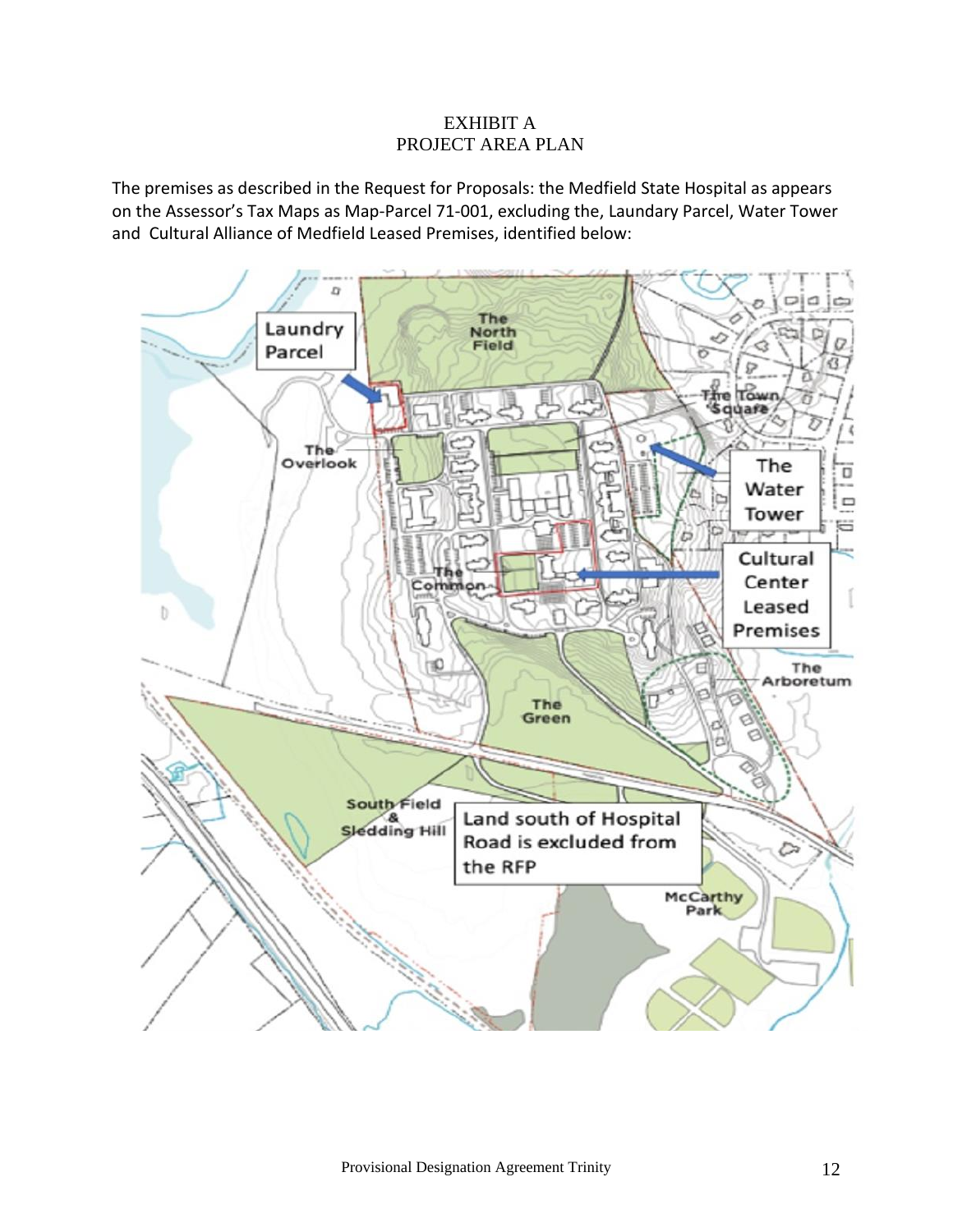# EXHIBIT A
# PROJECT AREA PLAN

The premises as described in the Request for Proposals: the Medfield State Hospital as appears on the Assessor's Tax Maps as Map-Parcel 71-001, excluding the, Laundary Parcel, Water Tower and Cultural Alliance of Medfield Leased Premises, identified below: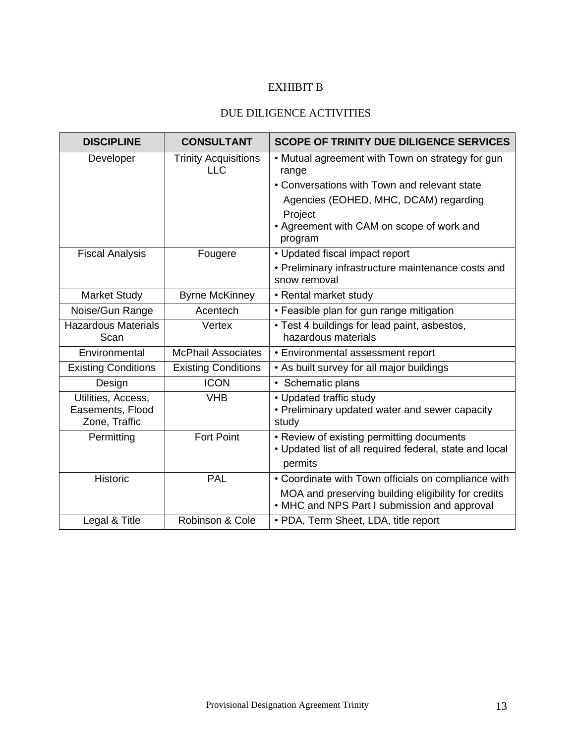# EXHIBIT B

## DUE DILIGENCE ACTIVITIES

| DISCIPLINE | CONSULTANT | SCOPE OF TRINITY DUE DILIGENCE SERVICES |
|---|---|---|
| Developer | Trinity Acquisitions LLC | • Mutual agreement with Town on strategy for gun range<br>• Conversations with Town and relevant state Agencies (EOHED, MHC, DCAM) regarding Project<br>• Agreement with CAM on scope of work and program |
| Fiscal Analysis | Fougere | • Updated fiscal impact report<br>• Preliminary infrastructure maintenance costs and snow removal |
| Market Study | Byrne McKinney | • Rental market study |
| Noise/Gun Range | Acentech | • Feasible plan for gun range mitigation |
| Hazardous Materials Scan | Vertex | • Test 4 buildings for lead paint, asbestos, hazardous materials |
| Environmental | McPhail Associates | • Environmental assessment report |
| Existing Conditions | Existing Conditions | • As built survey for all major buildings |
| Design | ICON | • Schematic plans |
| Utilities, Access, Easements, Flood Zone, Traffic | VHB | • Updated traffic study<br>• Preliminary updated water and sewer capacity study |
| Permitting | Fort Point | • Review of existing permitting documents<br>• Updated list of all required federal, state and local permits |
| Historic | PAL | • Coordinate with Town officials on compliance with MOA and preserving building eligibility for credits<br>• MHC and NPS Part I submission and approval |
| Legal & Title | Robinson & Cole | • PDA, Term Sheet, LDA, title report |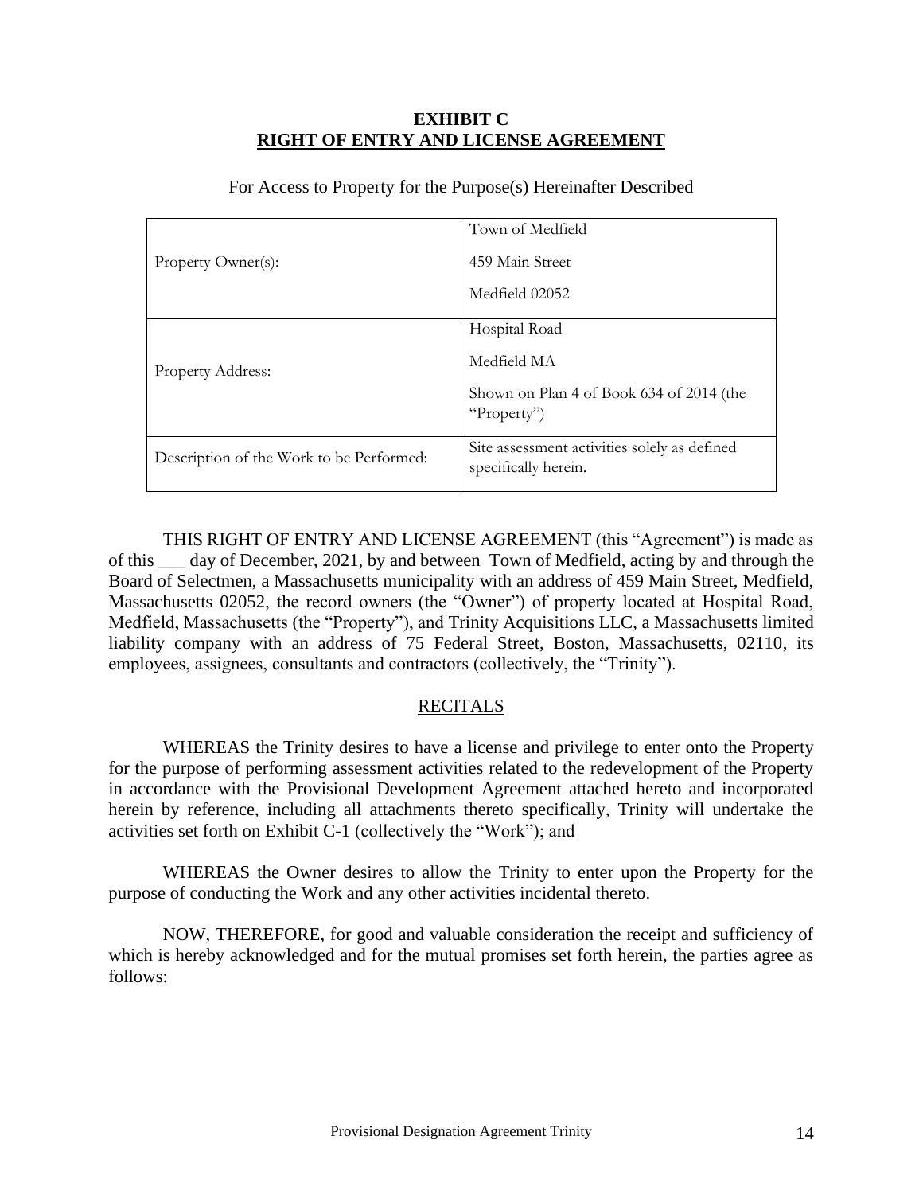**EXHIBIT C**
**RIGHT OF ENTRY AND LICENSE AGREEMENT**

For Access to Property for the Purpose(s) Hereinafter Described

| | |
|---|---|
| Property Owner(s): | Town of Medfield<br>459 Main Street<br>Medfield 02052 |
| Property Address: | Hospital Road<br>Medfield MA<br>Shown on Plan 4 of Book 634 of 2014 (the "Property") |
| Description of the Work to be Performed: | Site assessment activities solely as defined specifically herein. |

THIS RIGHT OF ENTRY AND LICENSE AGREEMENT (this "Agreement") is made as of this ___ day of December, 2021, by and between Town of Medfield, acting by and through the Board of Selectmen, a Massachusetts municipality with an address of 459 Main Street, Medfield, Massachusetts 02052, the record owners (the "Owner") of property located at Hospital Road, Medfield, Massachusetts (the "Property"), and Trinity Acquisitions LLC, a Massachusetts limited liability company with an address of 75 Federal Street, Boston, Massachusetts, 02110, its employees, assignees, consultants and contractors (collectively, the "Trinity").

RECITALS

WHEREAS the Trinity desires to have a license and privilege to enter onto the Property for the purpose of performing assessment activities related to the redevelopment of the Property in accordance with the Provisional Development Agreement attached hereto and incorporated herein by reference, including all attachments thereto specifically, Trinity will undertake the activities set forth on Exhibit C-1 (collectively the "Work"); and

WHEREAS the Owner desires to allow the Trinity to enter upon the Property for the purpose of conducting the Work and any other activities incidental thereto.

NOW, THEREFORE, for good and valuable consideration the receipt and sufficiency of which is hereby acknowledged and for the mutual promises set forth herein, the parties agree as follows: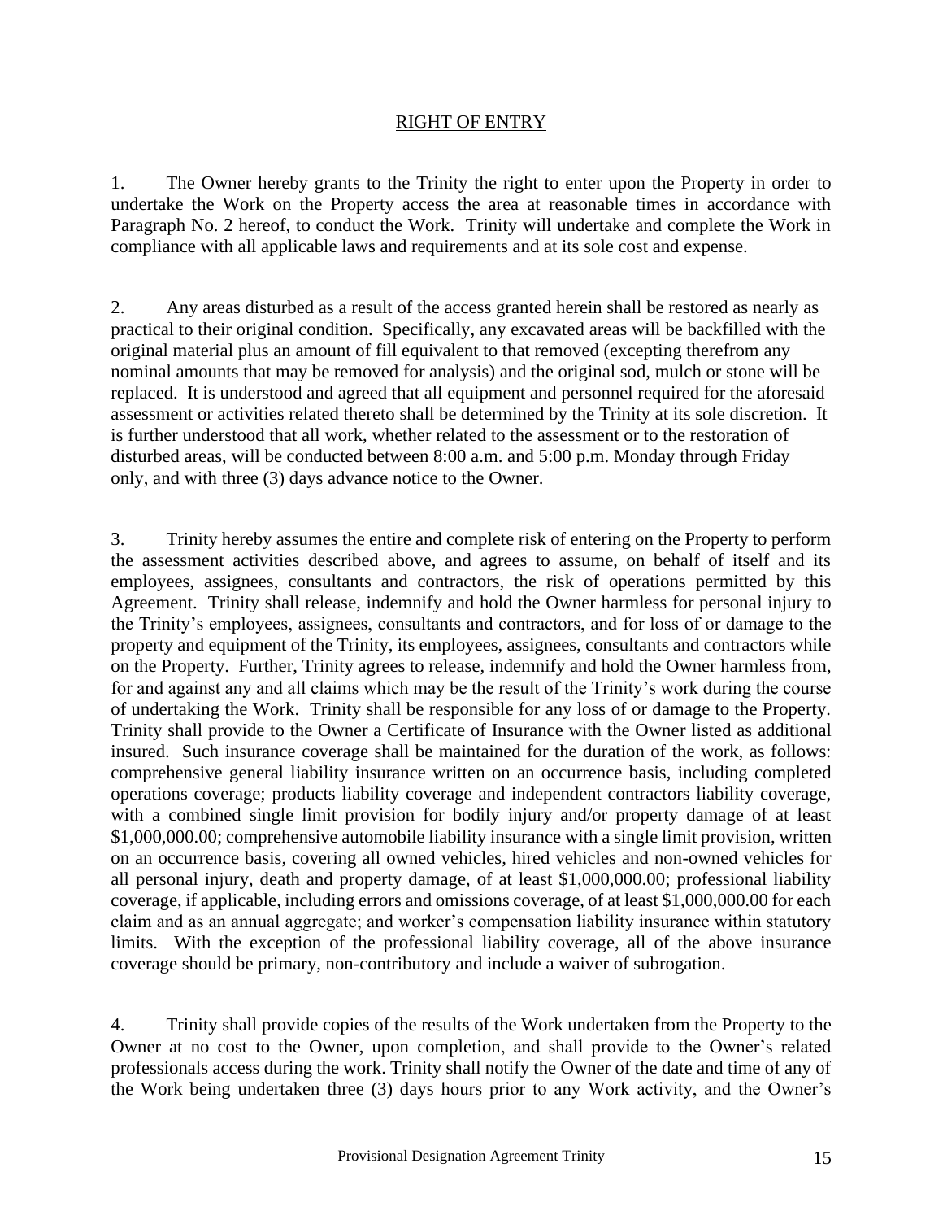## RIGHT OF ENTRY

1. The Owner hereby grants to the Trinity the right to enter upon the Property in order to undertake the Work on the Property access the area at reasonable times in accordance with Paragraph No. 2 hereof, to conduct the Work. Trinity will undertake and complete the Work in compliance with all applicable laws and requirements and at its sole cost and expense.

2. Any areas disturbed as a result of the access granted herein shall be restored as nearly as practical to their original condition. Specifically, any excavated areas will be backfilled with the original material plus an amount of fill equivalent to that removed (excepting therefrom any nominal amounts that may be removed for analysis) and the original sod, mulch or stone will be replaced. It is understood and agreed that all equipment and personnel required for the aforesaid assessment or activities related thereto shall be determined by the Trinity at its sole discretion. It is further understood that all work, whether related to the assessment or to the restoration of disturbed areas, will be conducted between 8:00 a.m. and 5:00 p.m. Monday through Friday only, and with three (3) days advance notice to the Owner.

3. Trinity hereby assumes the entire and complete risk of entering on the Property to perform the assessment activities described above, and agrees to assume, on behalf of itself and its employees, assignees, consultants and contractors, the risk of operations permitted by this Agreement. Trinity shall release, indemnify and hold the Owner harmless for personal injury to the Trinity's employees, assignees, consultants and contractors, and for loss of or damage to the property and equipment of the Trinity, its employees, assignees, consultants and contractors while on the Property. Further, Trinity agrees to release, indemnify and hold the Owner harmless from, for and against any and all claims which may be the result of the Trinity's work during the course of undertaking the Work. Trinity shall be responsible for any loss of or damage to the Property. Trinity shall provide to the Owner a Certificate of Insurance with the Owner listed as additional insured. Such insurance coverage shall be maintained for the duration of the work, as follows: comprehensive general liability insurance written on an occurrence basis, including completed operations coverage; products liability coverage and independent contractors liability coverage, with a combined single limit provision for bodily injury and/or property damage of at least $1,000,000.00; comprehensive automobile liability insurance with a single limit provision, written on an occurrence basis, covering all owned vehicles, hired vehicles and non-owned vehicles for all personal injury, death and property damage, of at least $1,000,000.00; professional liability coverage, if applicable, including errors and omissions coverage, of at least $1,000,000.00 for each claim and as an annual aggregate; and worker's compensation liability insurance within statutory limits. With the exception of the professional liability coverage, all of the above insurance coverage should be primary, non-contributory and include a waiver of subrogation.

4. Trinity shall provide copies of the results of the Work undertaken from the Property to the Owner at no cost to the Owner, upon completion, and shall provide to the Owner's related professionals access during the work. Trinity shall notify the Owner of the date and time of any of the Work being undertaken three (3) days hours prior to any Work activity, and the Owner's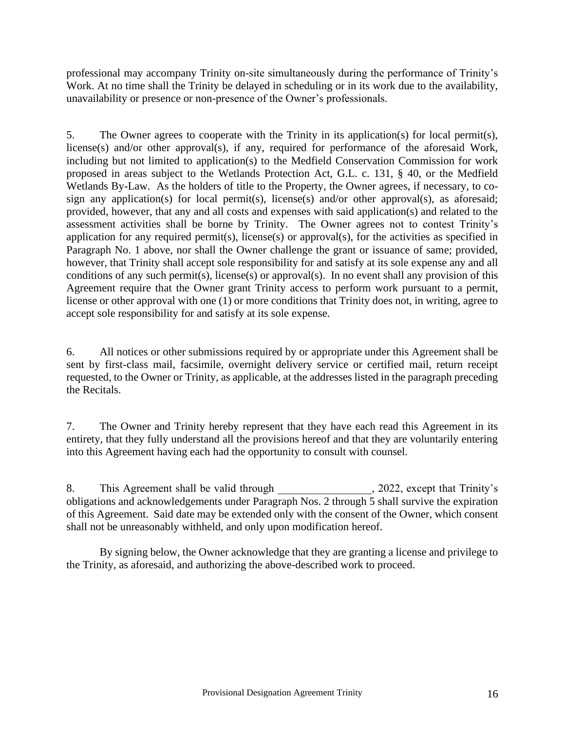professional may accompany Trinity on-site simultaneously during the performance of Trinity's Work. At no time shall the Trinity be delayed in scheduling or in its work due to the availability, unavailability or presence or non-presence of the Owner's professionals.

5. The Owner agrees to cooperate with the Trinity in its application(s) for local permit(s), license(s) and/or other approval(s), if any, required for performance of the aforesaid Work, including but not limited to application(s) to the Medfield Conservation Commission for work proposed in areas subject to the Wetlands Protection Act, G.L. c. 131, § 40, or the Medfield Wetlands By-Law. As the holders of title to the Property, the Owner agrees, if necessary, to co-sign any application(s) for local permit(s), license(s) and/or other approval(s), as aforesaid; provided, however, that any and all costs and expenses with said application(s) and related to the assessment activities shall be borne by Trinity. The Owner agrees not to contest Trinity's application for any required permit(s), license(s) or approval(s), for the activities as specified in Paragraph No. 1 above, nor shall the Owner challenge the grant or issuance of same; provided, however, that Trinity shall accept sole responsibility for and satisfy at its sole expense any and all conditions of any such permit(s), license(s) or approval(s). In no event shall any provision of this Agreement require that the Owner grant Trinity access to perform work pursuant to a permit, license or other approval with one (1) or more conditions that Trinity does not, in writing, agree to accept sole responsibility for and satisfy at its sole expense.

6. All notices or other submissions required by or appropriate under this Agreement shall be sent by first-class mail, facsimile, overnight delivery service or certified mail, return receipt requested, to the Owner or Trinity, as applicable, at the addresses listed in the paragraph preceding the Recitals.

7. The Owner and Trinity hereby represent that they have each read this Agreement in its entirety, that they fully understand all the provisions hereof and that they are voluntarily entering into this Agreement having each had the opportunity to consult with counsel.

8. This Agreement shall be valid through _________________, 2022, except that Trinity's obligations and acknowledgements under Paragraph Nos. 2 through 5 shall survive the expiration of this Agreement. Said date may be extended only with the consent of the Owner, which consent shall not be unreasonably withheld, and only upon modification hereof.

By signing below, the Owner acknowledge that they are granting a license and privilege to the Trinity, as aforesaid, and authorizing the above-described work to proceed.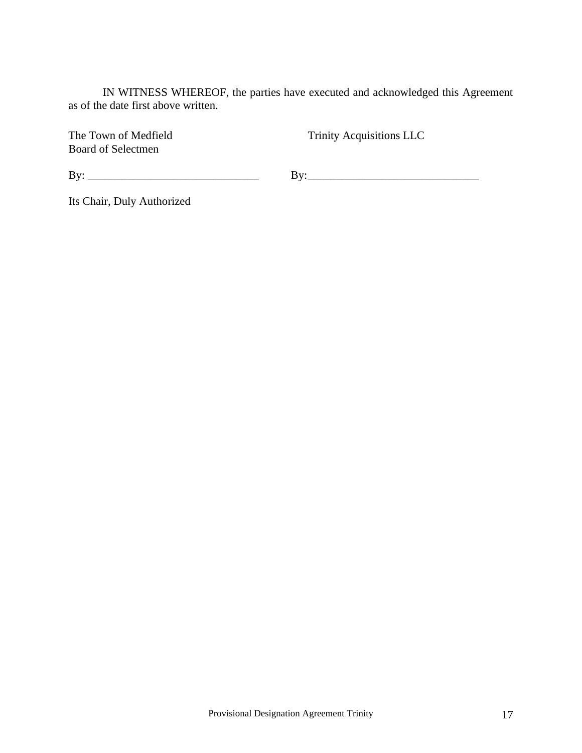IN WITNESS WHEREOF, the parties have executed and acknowledged this Agreement as of the date first above written.

| The Town of Medfield<br>Board of Selectmen | Trinity Acquisitions LLC |
|---|---|
| By: ______________________________ | By: ______________________________ |
| Its Chair, Duly Authorized | |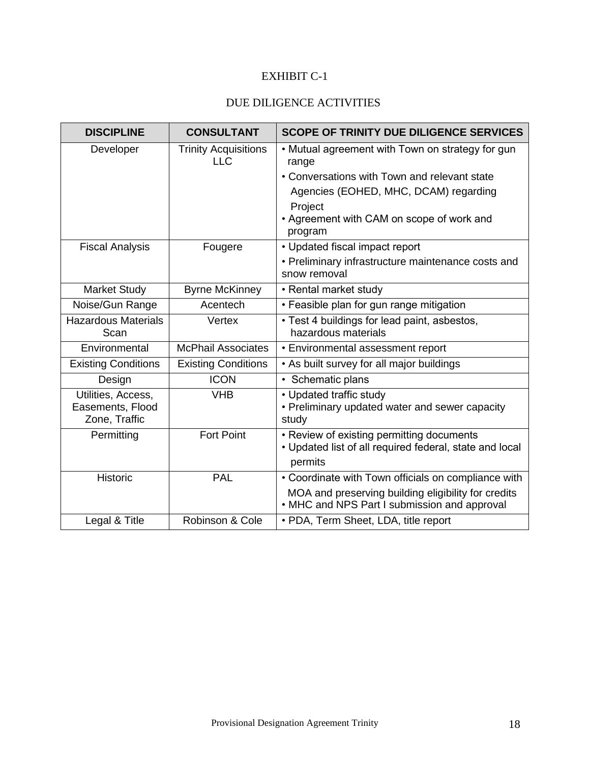EXHIBIT C-1

DUE DILIGENCE ACTIVITIES

| DISCIPLINE | CONSULTANT | SCOPE OF TRINITY DUE DILIGENCE SERVICES |
|---|---|---|
| Developer | Trinity Acquisitions LLC | • Mutual agreement with Town on strategy for gun range<br>• Conversations with Town and relevant state Agencies (EOHED, MHC, DCAM) regarding Project<br>• Agreement with CAM on scope of work and program |
| Fiscal Analysis | Fougere | • Updated fiscal impact report<br>• Preliminary infrastructure maintenance costs and snow removal |
| Market Study | Byrne McKinney | • Rental market study |
| Noise/Gun Range | Acentech | • Feasible plan for gun range mitigation |
| Hazardous Materials Scan | Vertex | • Test 4 buildings for lead paint, asbestos, hazardous materials |
| Environmental | McPhail Associates | • Environmental assessment report |
| Existing Conditions | Existing Conditions | • As built survey for all major buildings |
| Design | ICON | • Schematic plans |
| Utilities, Access, Easements, Flood Zone, Traffic | VHB | • Updated traffic study<br>• Preliminary updated water and sewer capacity study |
| Permitting | Fort Point | • Review of existing permitting documents<br>• Updated list of all required federal, state and local permits |
| Historic | PAL | • Coordinate with Town officials on compliance with MOA and preserving building eligibility for credits<br>• MHC and NPS Part I submission and approval |
| Legal & Title | Robinson & Cole | • PDA, Term Sheet, LDA, title report |